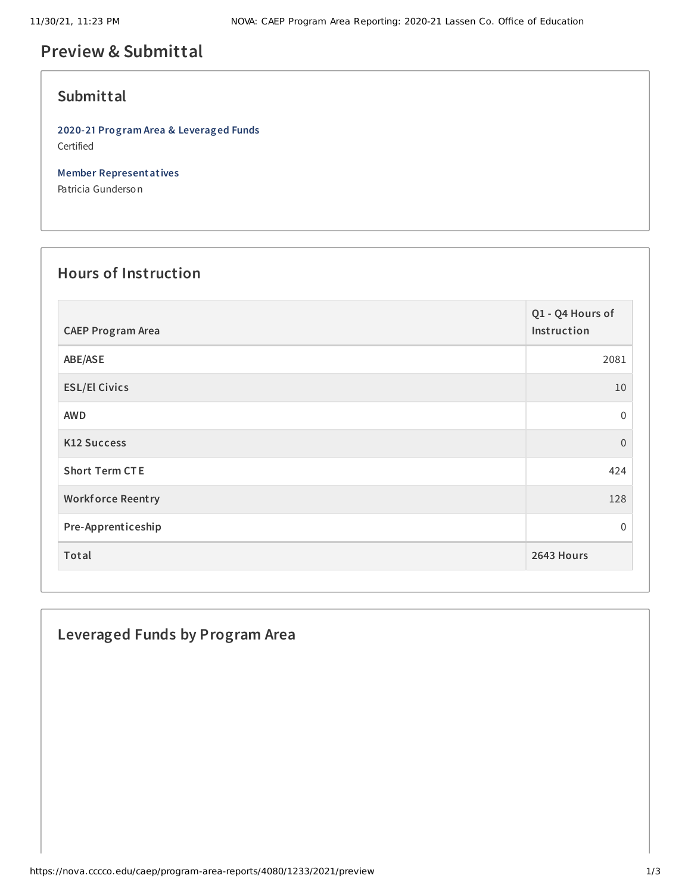# Preview & Submittal

## Submittal

**2020-21 Program Area & Leveraged Funds**
Certified

**Member Representatives**
Patricia Gunderson

## Hours of Instruction

| CAEP Program Area | Q1 - Q4 Hours of Instruction |
|---|---|
| ABE/ASE | 2081 |
| ESL/El Civics | 10 |
| AWD | 0 |
| K12 Success | 0 |
| Short Term CTE | 424 |
| Workforce Reentry | 128 |
| Pre-Apprenticeship | 0 |
| **Total** | **2643 Hours** |

## Leveraged Funds by Program Area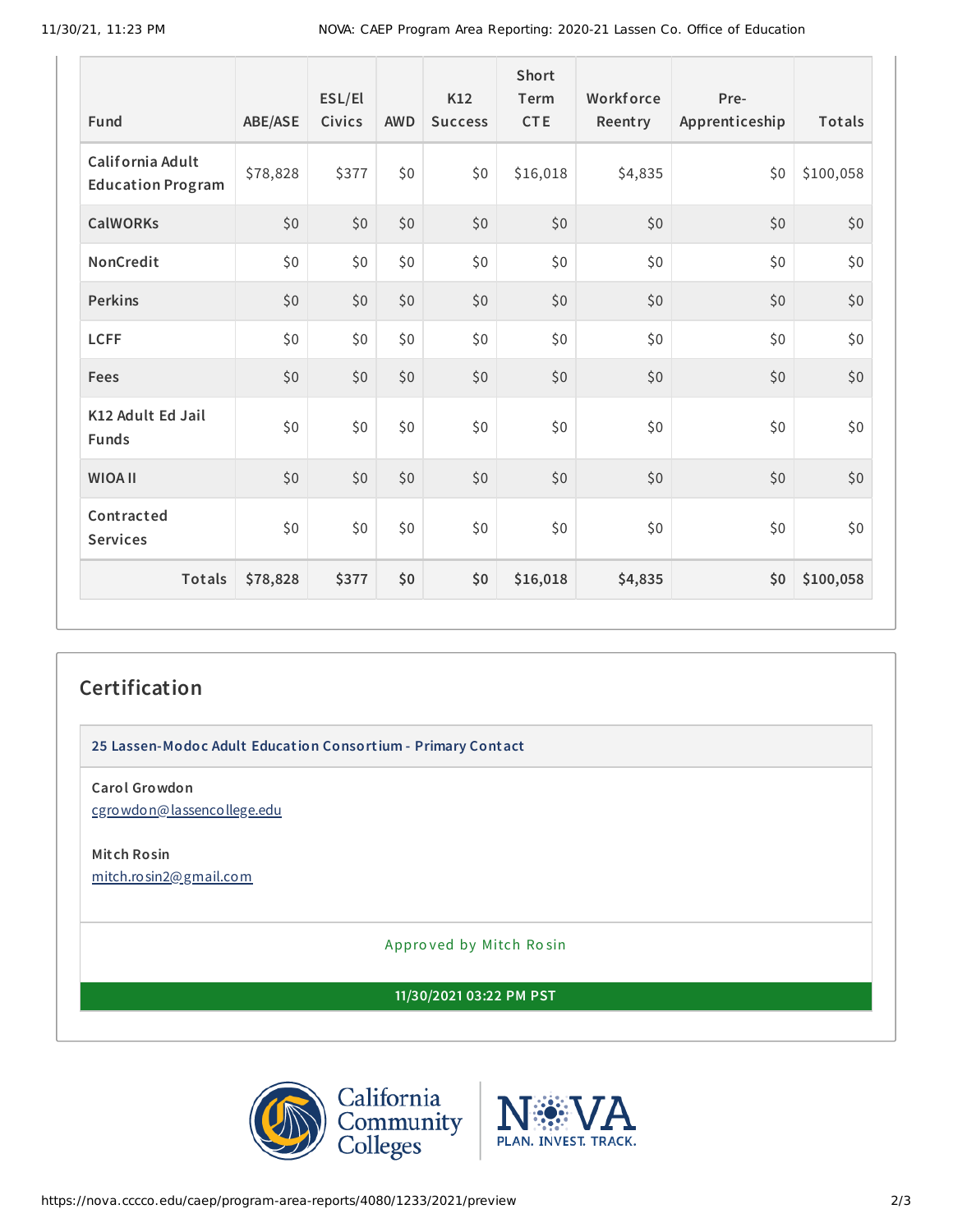| Fund | ABE/ASE | ESL/El Civics | AWD | K12 Success | Short Term CTE | Workforce Reentry | Pre-Apprenticeship | Totals |
|---|---|---|---|---|---|---|---|---|
| California Adult Education Program | $78,828 | $377 | $0 | $0 | $16,018 | $4,835 | $0 | $100,058 |
| CalWORKs | $0 | $0 | $0 | $0 | $0 | $0 | $0 | $0 |
| NonCredit | $0 | $0 | $0 | $0 | $0 | $0 | $0 | $0 |
| Perkins | $0 | $0 | $0 | $0 | $0 | $0 | $0 | $0 |
| LCFF | $0 | $0 | $0 | $0 | $0 | $0 | $0 | $0 |
| Fees | $0 | $0 | $0 | $0 | $0 | $0 | $0 | $0 |
| K12 Adult Ed Jail Funds | $0 | $0 | $0 | $0 | $0 | $0 | $0 | $0 |
| WIOA II | $0 | $0 | $0 | $0 | $0 | $0 | $0 | $0 |
| Contracted Services | $0 | $0 | $0 | $0 | $0 | $0 | $0 | $0 |
| **Totals** | **$78,828** | **$377** | **$0** | **$0** | **$16,018** | **$4,835** | **$0** | **$100,058** |

## Certification

**25 Lassen-Modoc Adult Education Consortium - Primary Contact**

**Carol Growdon**
cgrowdon@lassencollege.edu

**Mitch Rosin**
mitch.rosin2@gmail.com

Approved by Mitch Rosin

**11/30/2021 03:22 PM PST**

California Community Colleges

NOVA PLAN. INVEST. TRACK.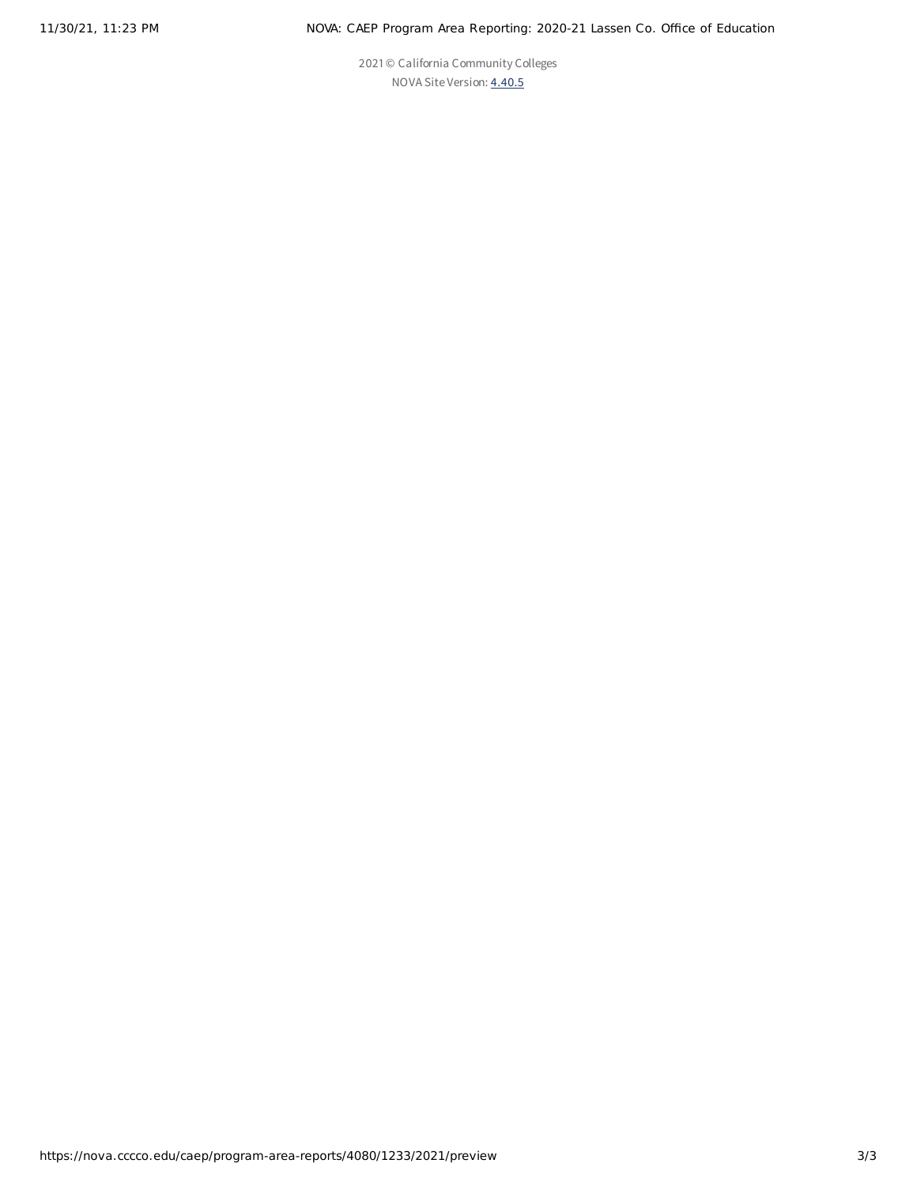2021 © California Community Colleges

NOVA Site Version: 4.40.5